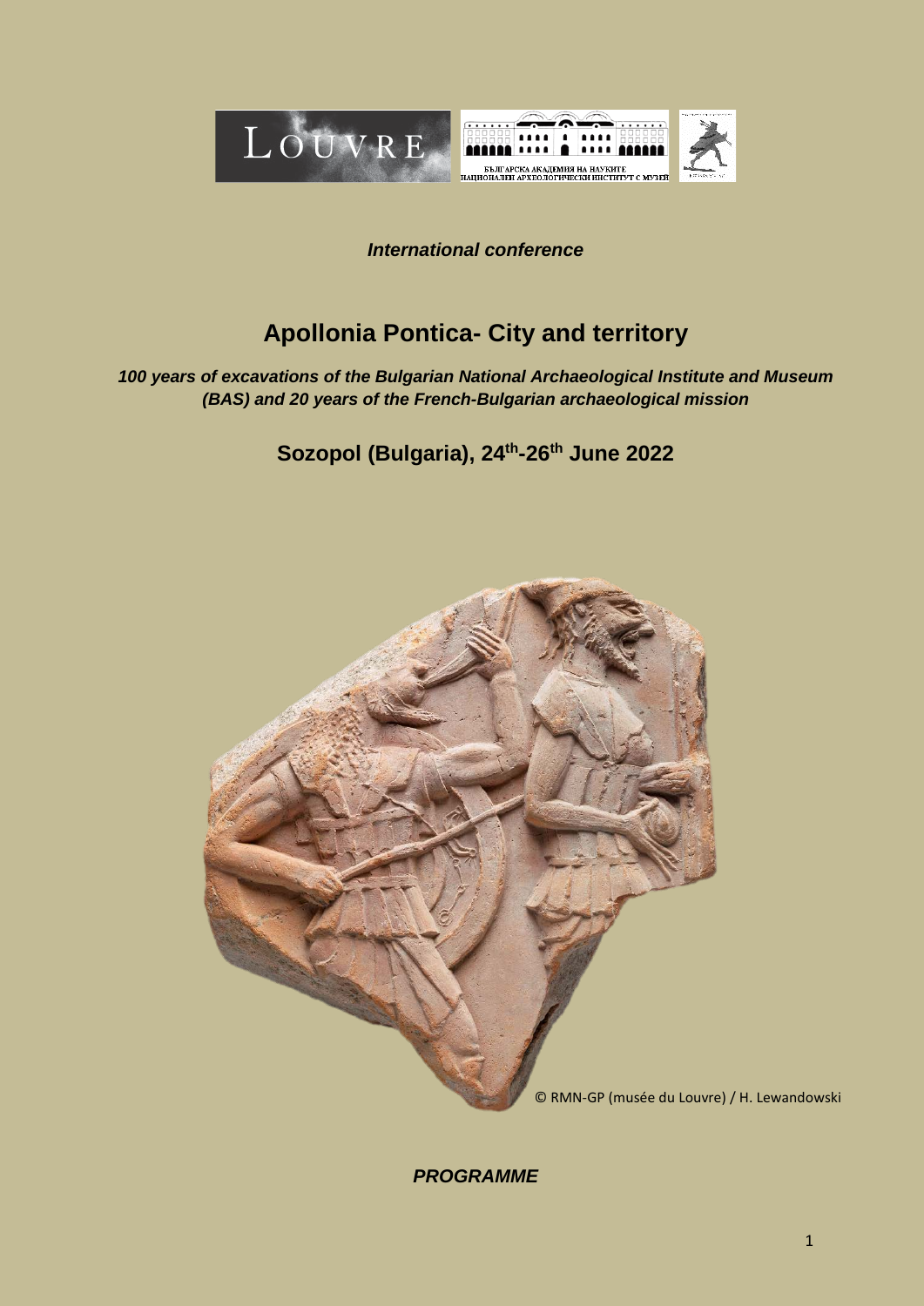*International conference*

# Apollonia Pontica- City and territory

***100 years of excavations of the Bulgarian National Archaeological Institute and Museum (BAS) and 20 years of the French-Bulgarian archaeological mission***

## Sozopol (Bulgaria), 24th-26th June 2022

© RMN-GP (musée du Louvre) / H. Lewandowski

***PROGRAMME***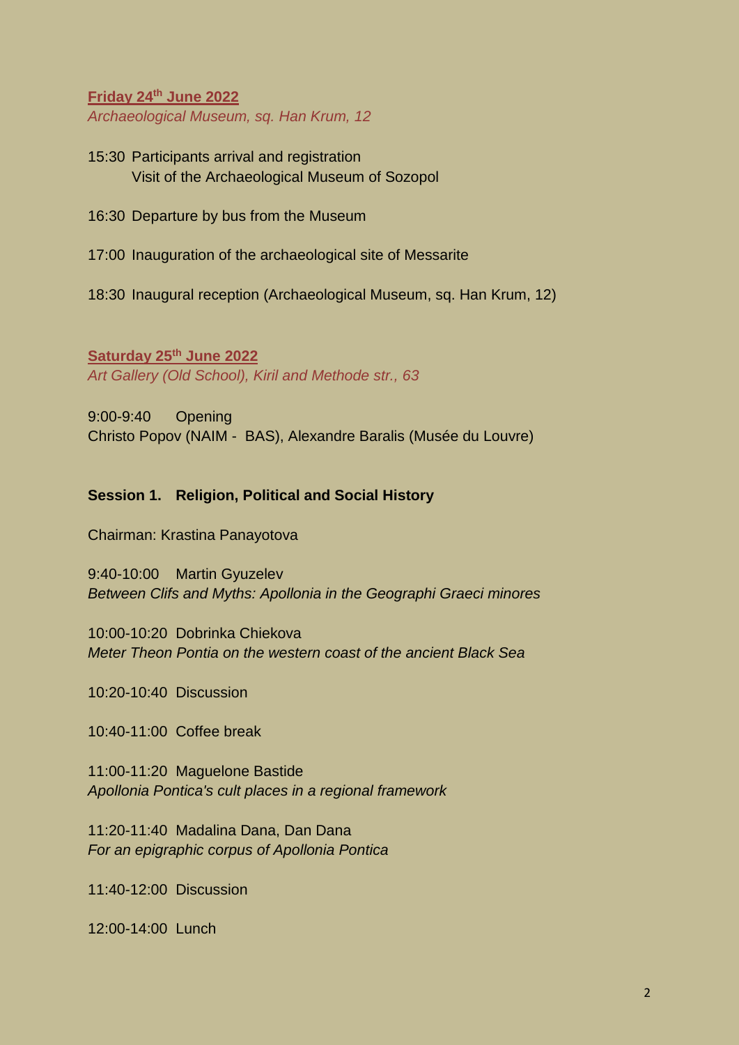**Friday 24th June 2022**
*Archaeological Museum, sq. Han Krum, 12*

15:30 Participants arrival and registration
Visit of the Archaeological Museum of Sozopol

16:30 Departure by bus from the Museum

17:00 Inauguration of the archaeological site of Messarite

18:30 Inaugural reception (Archaeological Museum, sq. Han Krum, 12)

**Saturday 25th June 2022**
*Art Gallery (Old School), Kiril and Methode str., 63*

9:00-9:40 Opening
Christo Popov (NAIM - BAS), Alexandre Baralis (Musée du Louvre)

**Session 1. Religion, Political and Social History**

Chairman: Krastina Panayotova

9:40-10:00 Martin Gyuzelev
*Between Clifs and Myths: Apollonia in the Geographi Graeci minores*

10:00-10:20 Dobrinka Chiekova
*Meter Theon Pontia on the western coast of the ancient Black Sea*

10:20-10:40 Discussion

10:40-11:00 Coffee break

11:00-11:20 Maguelone Bastide
*Apollonia Pontica's cult places in a regional framework*

11:20-11:40 Madalina Dana, Dan Dana
*For an epigraphic corpus of Apollonia Pontica*

11:40-12:00 Discussion

12:00-14:00 Lunch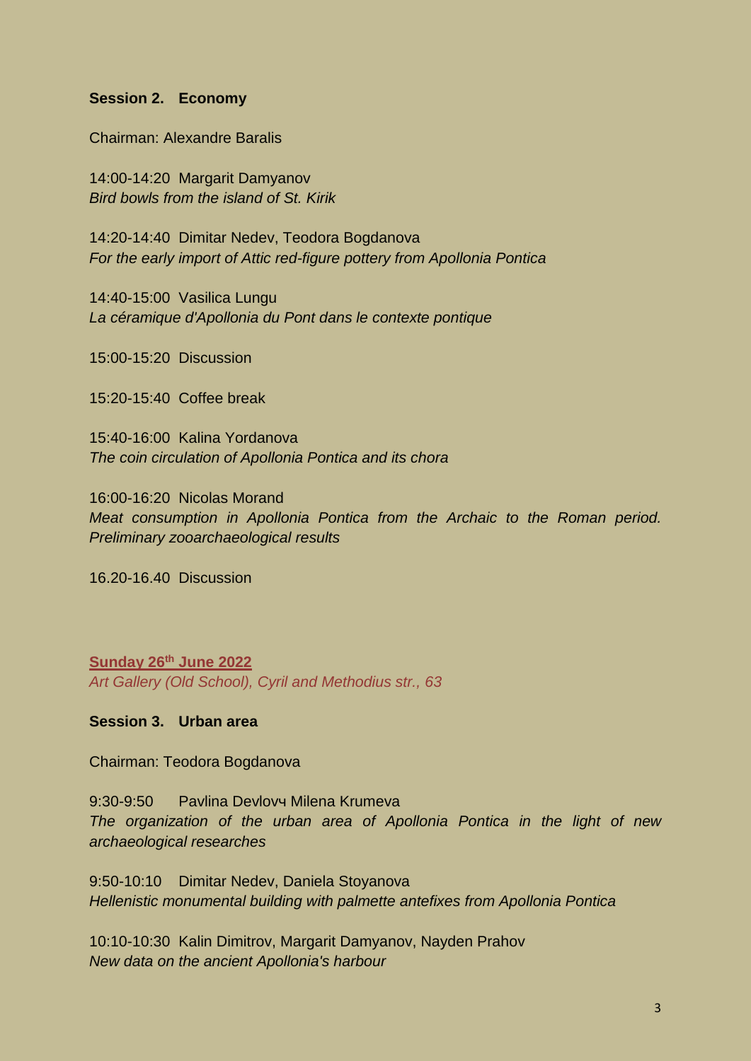**Session 2. Economy**

Chairman: Alexandre Baralis

14:00-14:20 Margarit Damyanov
*Bird bowls from the island of St. Kirik*

14:20-14:40 Dimitar Nedev, Teodora Bogdanova
*For the early import of Attic red-figure pottery from Apollonia Pontica*

14:40-15:00 Vasilica Lungu
*La céramique d'Apollonia du Pont dans le contexte pontique*

15:00-15:20 Discussion

15:20-15:40 Coffee break

15:40-16:00 Kalina Yordanova
*The coin circulation of Apollonia Pontica and its chora*

16:00-16:20 Nicolas Morand
*Meat consumption in Apollonia Pontica from the Archaic to the Roman period. Preliminary zooarchaeological results*

16.20-16.40 Discussion

**Sunday 26th June 2022**
*Art Gallery (Old School), Cyril and Methodius str., 63*

**Session 3. Urban area**

Chairman: Teodora Bogdanova

9:30-9:50 Pavlina Devlovч Milena Krumeva
*The organization of the urban area of Apollonia Pontica in the light of new archaeological researches*

9:50-10:10 Dimitar Nedev, Daniela Stoyanova
*Hellenistic monumental building with palmette antefixes from Apollonia Pontica*

10:10-10:30 Kalin Dimitrov, Margarit Damyanov, Nayden Prahov
*New data on the ancient Apollonia's harbour*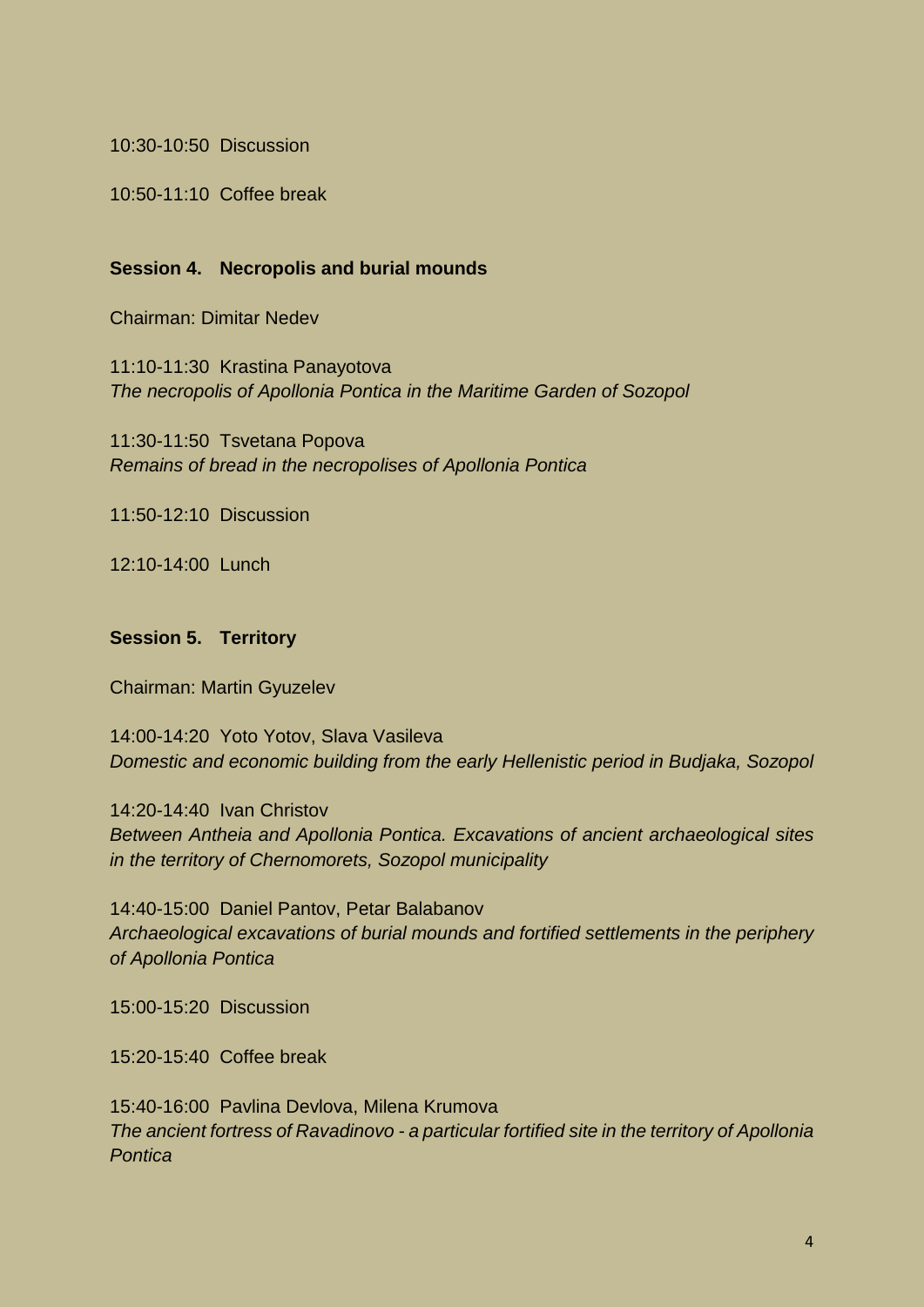10:30-10:50 Discussion

10:50-11:10 Coffee break

**Session 4. Necropolis and burial mounds**

Chairman: Dimitar Nedev

11:10-11:30 Krastina Panayotova
*The necropolis of Apollonia Pontica in the Maritime Garden of Sozopol*

11:30-11:50 Tsvetana Popova
*Remains of bread in the necropolises of Apollonia Pontica*

11:50-12:10 Discussion

12:10-14:00 Lunch

**Session 5. Territory**

Chairman: Martin Gyuzelev

14:00-14:20 Yoto Yotov, Slava Vasileva
*Domestic and economic building from the early Hellenistic period in Budjaka, Sozopol*

14:20-14:40 Ivan Christov
*Between Antheia and Apollonia Pontica. Excavations of ancient archaeological sites in the territory of Chernomorets, Sozopol municipality*

14:40-15:00 Daniel Pantov, Petar Balabanov
*Archaeological excavations of burial mounds and fortified settlements in the periphery of Apollonia Pontica*

15:00-15:20 Discussion

15:20-15:40 Coffee break

15:40-16:00 Pavlina Devlova, Milena Krumova
*The ancient fortress of Ravadinovo - a particular fortified site in the territory of Apollonia Pontica*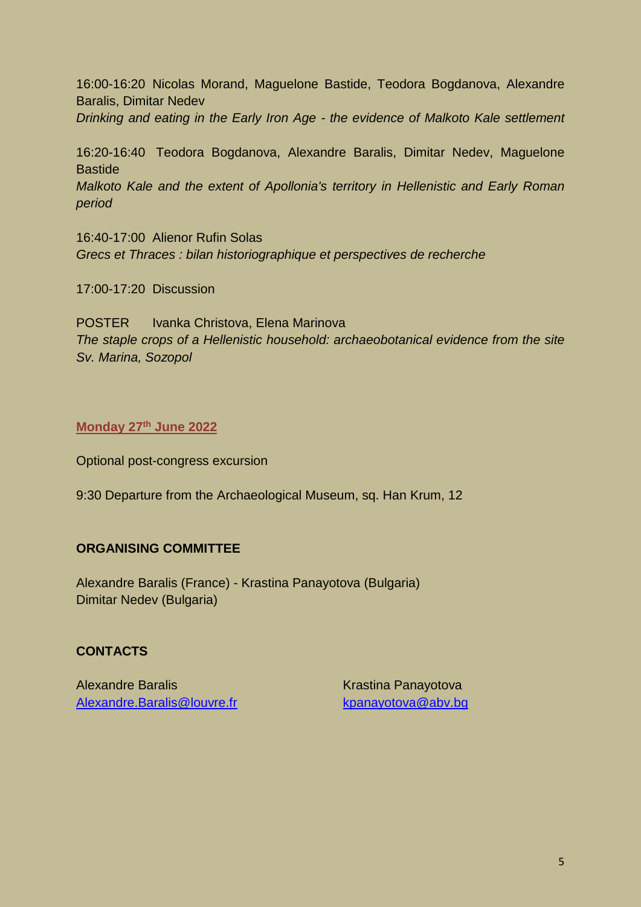16:00-16:20 Nicolas Morand, Maguelone Bastide, Teodora Bogdanova, Alexandre Baralis, Dimitar Nedev
*Drinking and eating in the Early Iron Age - the evidence of Malkoto Kale settlement*

16:20-16:40 Teodora Bogdanova, Alexandre Baralis, Dimitar Nedev, Maguelone Bastide
*Malkoto Kale and the extent of Apollonia's territory in Hellenistic and Early Roman period*

16:40-17:00 Alienor Rufin Solas
*Grecs et Thraces : bilan historiographique et perspectives de recherche*

17:00-17:20 Discussion

POSTER Ivanka Christova, Elena Marinova
*The staple crops of a Hellenistic household: archaeobotanical evidence from the site Sv. Marina, Sozopol*

**Monday 27th June 2022**

Optional post-congress excursion

9:30 Departure from the Archaeological Museum, sq. Han Krum, 12

**ORGANISING COMMITTEE**

Alexandre Baralis (France) - Krastina Panayotova (Bulgaria)
Dimitar Nedev (Bulgaria)

**CONTACTS**

Alexandre Baralis
Alexandre.Baralis@louvre.fr

Krastina Panayotova
kpanayotova@abv.bg